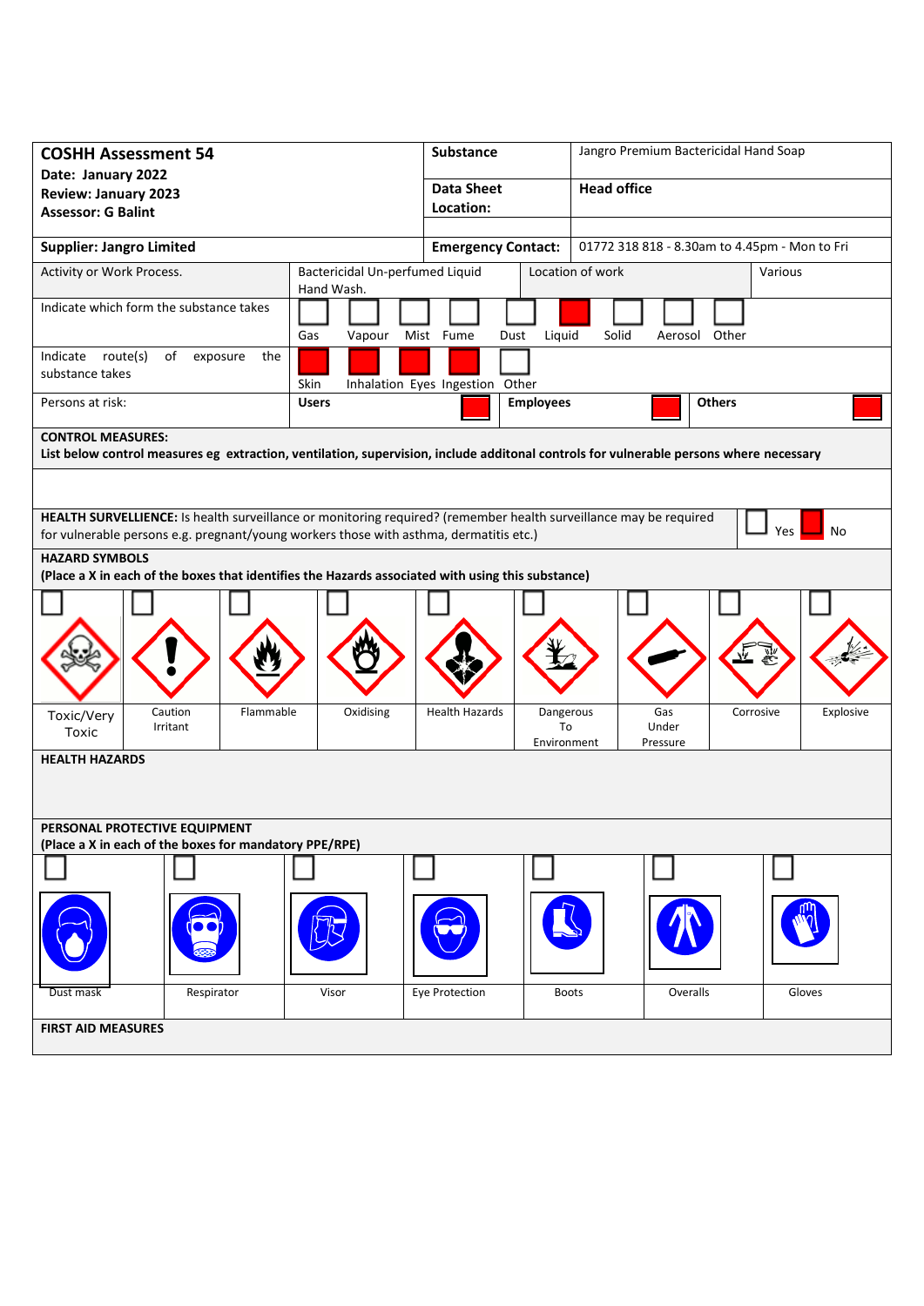| **COSHH Assessment 54**<br>**Date: January 2022**<br>**Review: January 2023**<br>**Assessor: G Balint** | **Substance** | Jangro Premium Bactericidal Hand Soap |
|---|---|---|
| | **Data Sheet Location:** | **Head office** |
| **Supplier: Jangro Limited** | **Emergency Contact:** | 01772 318 818 - 8.30am to 4.45pm - Mon to Fri |

| Activity or Work Process. | Bactericidal Un-perfumed Liquid Hand Wash. | Location of work | Various |
|---|---|---|---|

**Indicate which form the substance takes**

| Gas | Vapour | Mist | Fume | Dust | Liquid | Solid | Aerosol | Other |
|---|---|---|---|---|---|---|---|---|
| ☐ | ☐ | ☐ | ☐ | ☐ | ■ | ☐ | ☐ | ☐ |

**Indicate route(s) of exposure the substance takes**

| Skin | Inhalation | Eyes | Ingestion | Other |
|---|---|---|---|---|
| ■ | ■ | ■ | ■ | ☐ |

**Persons at risk:**

| Users | Employees | Others |
|---|---|---|
| ■ | ■ | ■ |

**CONTROL MEASURES:**
**List below control measures eg extraction, ventilation, supervision, include additonal controls for vulnerable persons where necessary**

**HEALTH SURVELLIENCE:** Is health surveillance or monitoring required? (remember health surveillance may be required for vulnerable persons e.g. pregnant/young workers those with asthma, dermatitis etc.)

☐ Yes ■ No

**HAZARD SYMBOLS**
**(Place a X in each of the boxes that identifies the Hazards associated with using this substance)**

| Toxic/Very Toxic | Caution Irritant | Flammable | Oxidising | Health Hazards | Dangerous To Environment | Gas Under Pressure | Corrosive | Explosive |
|---|---|---|---|---|---|---|---|---|
| ☐ | ☐ | ☐ | ☐ | ☐ | ☐ | ☐ | ☐ | ☐ |

**HEALTH HAZARDS**

**PERSONAL PROTECTIVE EQUIPMENT**
**(Place a X in each of the boxes for mandatory PPE/RPE)**

| Dust mask | Respirator | Visor | Eye Protection | Boots | Overalls | Gloves |
|---|---|---|---|---|---|---|
| ☐ | ☐ | ☐ | ☐ | ☐ | ☐ | ☐ |

**FIRST AID MEASURES**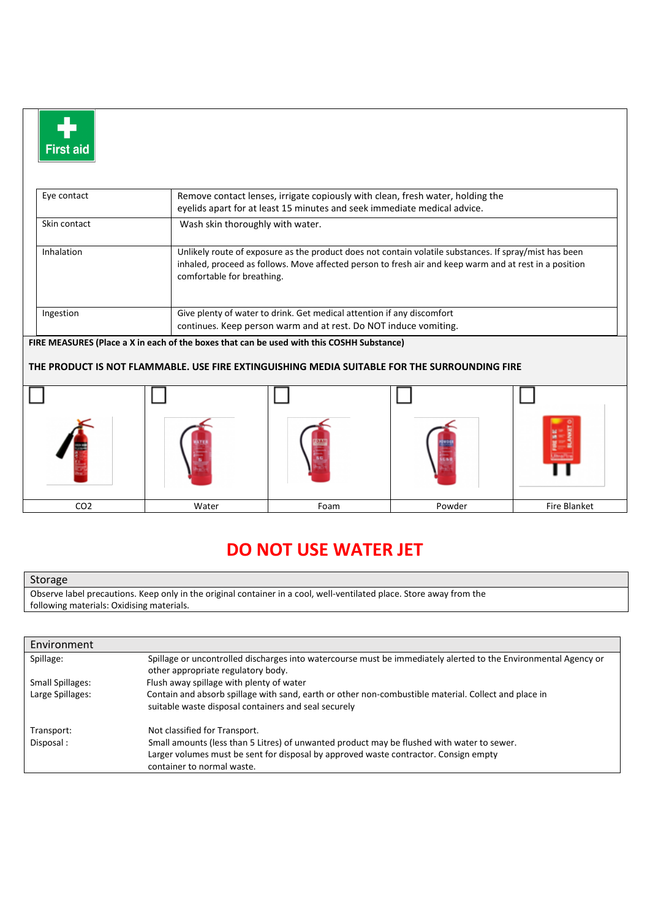First aid

| | |
|---|---|
| Eye contact | Remove contact lenses, irrigate copiously with clean, fresh water, holding the eyelids apart for at least 15 minutes and seek immediate medical advice. |
| Skin contact | Wash skin thoroughly with water. |
| Inhalation | Unlikely route of exposure as the product does not contain volatile substances. If spray/mist has been inhaled, proceed as follows. Move affected person to fresh air and keep warm and at rest in a position comfortable for breathing. |
| Ingestion | Give plenty of water to drink. Get medical attention if any discomfort continues. Keep person warm and at rest. Do NOT induce vomiting. |

**FIRE MEASURES (Place a X in each of the boxes that can be used with this COSHH Substance)**

**THE PRODUCT IS NOT FLAMMABLE. USE FIRE EXTINGUISHING MEDIA SUITABLE FOR THE SURROUNDING FIRE**

| ☐ | ☐ | ☐ | ☐ | ☐ |
|---|---|---|---|---|
| $CO_2$ | Water | Foam | Powder | Fire Blanket |

## DO NOT USE WATER JET

| Storage |
|---|
| Observe label precautions. Keep only in the original container in a cool, well-ventilated place. Store away from the following materials: Oxidising materials. |

| Environment | |
|---|---|
| Spillage: | Spillage or uncontrolled discharges into watercourse must be immediately alerted to the Environmental Agency or other appropriate regulatory body. |
| Small Spillages: | Flush away spillage with plenty of water |
| Large Spillages: | Contain and absorb spillage with sand, earth or other non-combustible material. Collect and place in suitable waste disposal containers and seal securely |
| Transport: | Not classified for Transport. |
| Disposal : | Small amounts (less than 5 Litres) of unwanted product may be flushed with water to sewer. Larger volumes must be sent for disposal by approved waste contractor. Consign empty container to normal waste. |